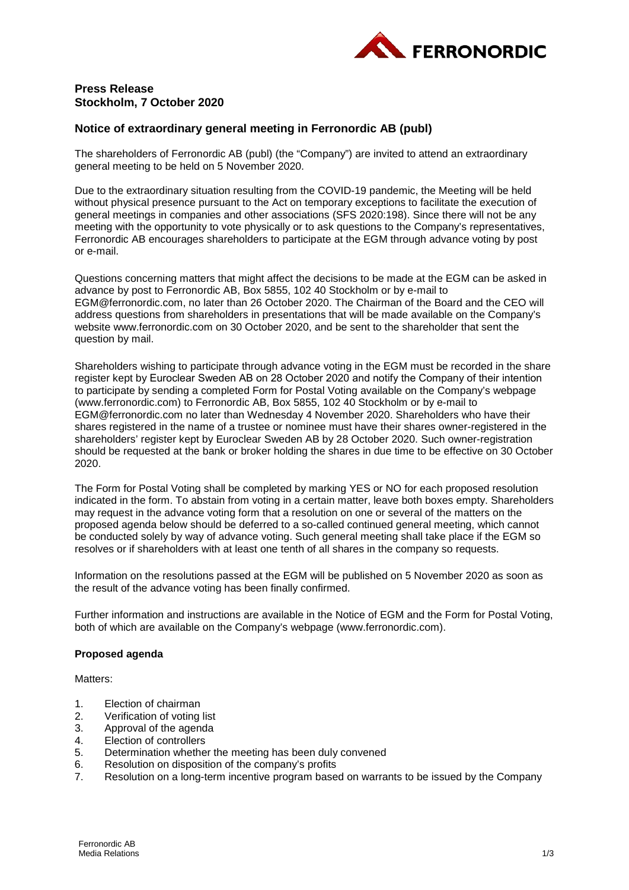**Press Release**
**Stockholm, 7 October 2020**

## Notice of extraordinary general meeting in Ferronordic AB (publ)

The shareholders of Ferronordic AB (publ) (the "Company") are invited to attend an extraordinary general meeting to be held on 5 November 2020.

Due to the extraordinary situation resulting from the COVID-19 pandemic, the Meeting will be held without physical presence pursuant to the Act on temporary exceptions to facilitate the execution of general meetings in companies and other associations (SFS 2020:198). Since there will not be any meeting with the opportunity to vote physically or to ask questions to the Company's representatives, Ferronordic AB encourages shareholders to participate at the EGM through advance voting by post or e-mail.

Questions concerning matters that might affect the decisions to be made at the EGM can be asked in advance by post to Ferronordic AB, Box 5855, 102 40 Stockholm or by e-mail to EGM@ferronordic.com, no later than 26 October 2020. The Chairman of the Board and the CEO will address questions from shareholders in presentations that will be made available on the Company's website www.ferronordic.com on 30 October 2020, and be sent to the shareholder that sent the question by mail.

Shareholders wishing to participate through advance voting in the EGM must be recorded in the share register kept by Euroclear Sweden AB on 28 October 2020 and notify the Company of their intention to participate by sending a completed Form for Postal Voting available on the Company's webpage (www.ferronordic.com) to Ferronordic AB, Box 5855, 102 40 Stockholm or by e-mail to EGM@ferronordic.com no later than Wednesday 4 November 2020. Shareholders who have their shares registered in the name of a trustee or nominee must have their shares owner-registered in the shareholders' register kept by Euroclear Sweden AB by 28 October 2020. Such owner-registration should be requested at the bank or broker holding the shares in due time to be effective on 30 October 2020.

The Form for Postal Voting shall be completed by marking YES or NO for each proposed resolution indicated in the form. To abstain from voting in a certain matter, leave both boxes empty. Shareholders may request in the advance voting form that a resolution on one or several of the matters on the proposed agenda below should be deferred to a so-called continued general meeting, which cannot be conducted solely by way of advance voting. Such general meeting shall take place if the EGM so resolves or if shareholders with at least one tenth of all shares in the company so requests.

Information on the resolutions passed at the EGM will be published on 5 November 2020 as soon as the result of the advance voting has been finally confirmed.

Further information and instructions are available in the Notice of EGM and the Form for Postal Voting, both of which are available on the Company's webpage (www.ferronordic.com).

### Proposed agenda

Matters:

1. Election of chairman
2. Verification of voting list
3. Approval of the agenda
4. Election of controllers
5. Determination whether the meeting has been duly convened
6. Resolution on disposition of the company's profits
7. Resolution on a long-term incentive program based on warrants to be issued by the Company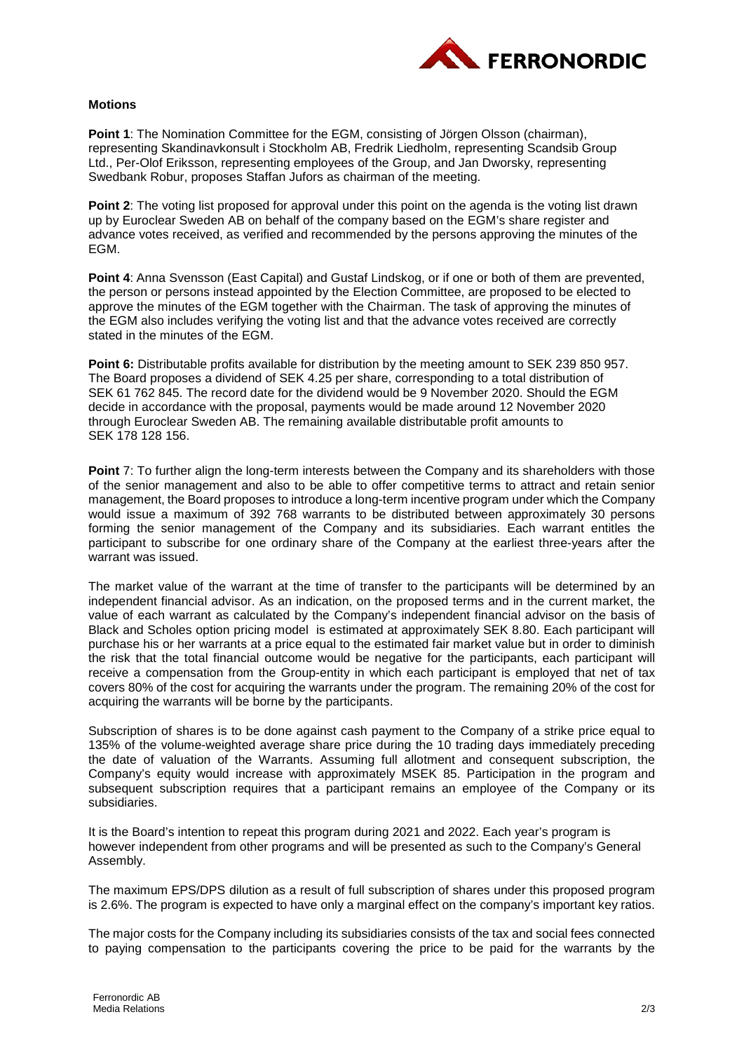## Motions

**Point 1**: The Nomination Committee for the EGM, consisting of Jörgen Olsson (chairman), representing Skandinavkonsult i Stockholm AB, Fredrik Liedholm, representing Scandsib Group Ltd., Per-Olof Eriksson, representing employees of the Group, and Jan Dworsky, representing Swedbank Robur, proposes Staffan Jufors as chairman of the meeting.

**Point 2**: The voting list proposed for approval under this point on the agenda is the voting list drawn up by Euroclear Sweden AB on behalf of the company based on the EGM's share register and advance votes received, as verified and recommended by the persons approving the minutes of the EGM.

**Point 4**: Anna Svensson (East Capital) and Gustaf Lindskog, or if one or both of them are prevented, the person or persons instead appointed by the Election Committee, are proposed to be elected to approve the minutes of the EGM together with the Chairman. The task of approving the minutes of the EGM also includes verifying the voting list and that the advance votes received are correctly stated in the minutes of the EGM.

**Point 6:** Distributable profits available for distribution by the meeting amount to SEK 239 850 957. The Board proposes a dividend of SEK 4.25 per share, corresponding to a total distribution of SEK 61 762 845. The record date for the dividend would be 9 November 2020. Should the EGM decide in accordance with the proposal, payments would be made around 12 November 2020 through Euroclear Sweden AB. The remaining available distributable profit amounts to SEK 178 128 156.

**Point** 7: To further align the long-term interests between the Company and its shareholders with those of the senior management and also to be able to offer competitive terms to attract and retain senior management, the Board proposes to introduce a long-term incentive program under which the Company would issue a maximum of 392 768 warrants to be distributed between approximately 30 persons forming the senior management of the Company and its subsidiaries. Each warrant entitles the participant to subscribe for one ordinary share of the Company at the earliest three-years after the warrant was issued.

The market value of the warrant at the time of transfer to the participants will be determined by an independent financial advisor. As an indication, on the proposed terms and in the current market, the value of each warrant as calculated by the Company's independent financial advisor on the basis of Black and Scholes option pricing model is estimated at approximately SEK 8.80. Each participant will purchase his or her warrants at a price equal to the estimated fair market value but in order to diminish the risk that the total financial outcome would be negative for the participants, each participant will receive a compensation from the Group-entity in which each participant is employed that net of tax covers 80% of the cost for acquiring the warrants under the program. The remaining 20% of the cost for acquiring the warrants will be borne by the participants.

Subscription of shares is to be done against cash payment to the Company of a strike price equal to 135% of the volume-weighted average share price during the 10 trading days immediately preceding the date of valuation of the Warrants. Assuming full allotment and consequent subscription, the Company's equity would increase with approximately MSEK 85. Participation in the program and subsequent subscription requires that a participant remains an employee of the Company or its subsidiaries.

It is the Board's intention to repeat this program during 2021 and 2022. Each year's program is however independent from other programs and will be presented as such to the Company's General Assembly.

The maximum EPS/DPS dilution as a result of full subscription of shares under this proposed program is 2.6%. The program is expected to have only a marginal effect on the company's important key ratios.

The major costs for the Company including its subsidiaries consists of the tax and social fees connected to paying compensation to the participants covering the price to be paid for the warrants by the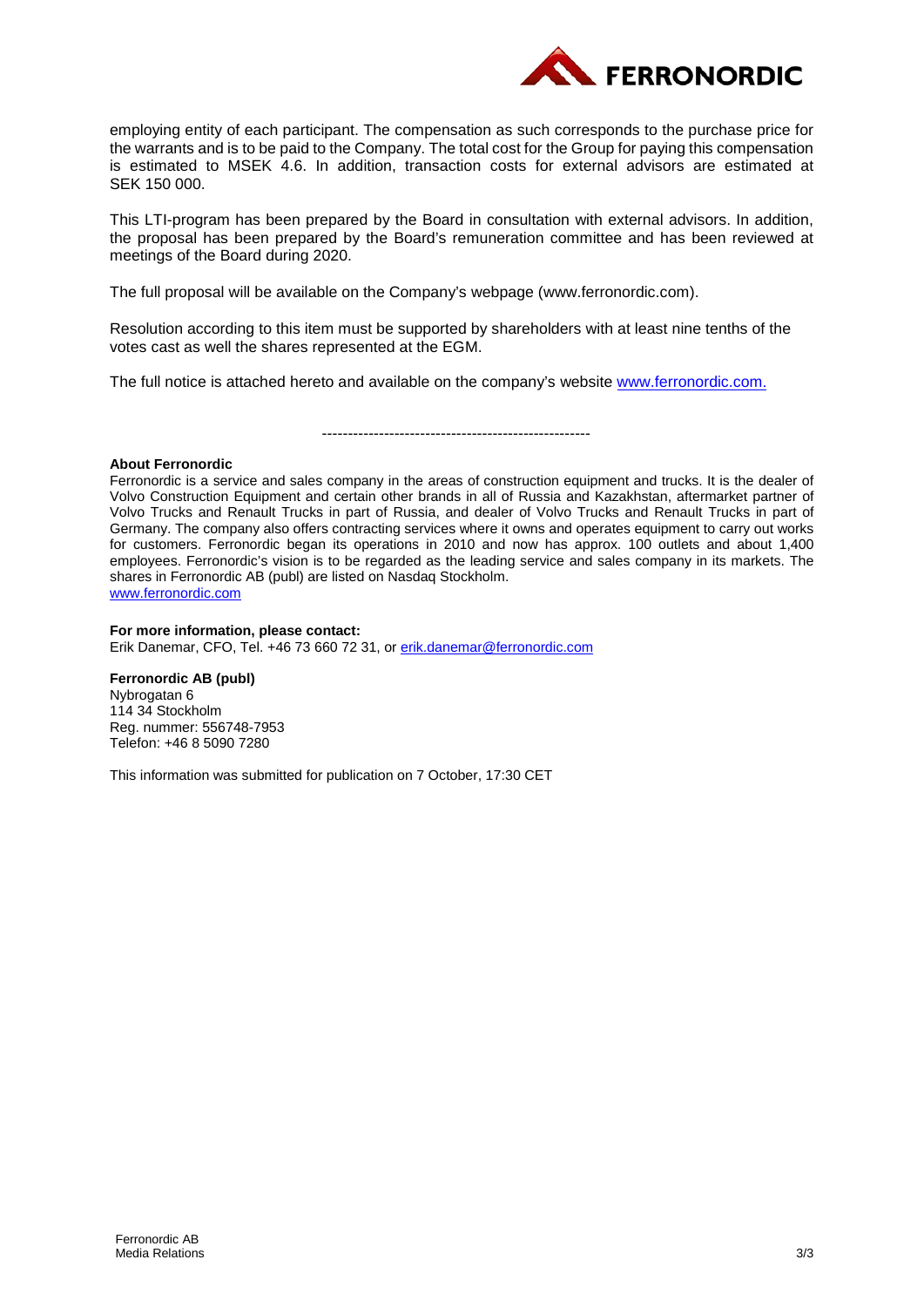employing entity of each participant. The compensation as such corresponds to the purchase price for the warrants and is to be paid to the Company. The total cost for the Group for paying this compensation is estimated to MSEK 4.6. In addition, transaction costs for external advisors are estimated at SEK 150 000.

This LTI-program has been prepared by the Board in consultation with external advisors. In addition, the proposal has been prepared by the Board's remuneration committee and has been reviewed at meetings of the Board during 2020.

The full proposal will be available on the Company's webpage (www.ferronordic.com).

Resolution according to this item must be supported by shareholders with at least nine tenths of the votes cast as well the shares represented at the EGM.

The full notice is attached hereto and available on the company's website www.ferronordic.com.

---------------------------------------------------

**About Ferronordic**
Ferronordic is a service and sales company in the areas of construction equipment and trucks. It is the dealer of Volvo Construction Equipment and certain other brands in all of Russia and Kazakhstan, aftermarket partner of Volvo Trucks and Renault Trucks in part of Russia, and dealer of Volvo Trucks and Renault Trucks in part of Germany. The company also offers contracting services where it owns and operates equipment to carry out works for customers. Ferronordic began its operations in 2010 and now has approx. 100 outlets and about 1,400 employees. Ferronordic's vision is to be regarded as the leading service and sales company in its markets. The shares in Ferronordic AB (publ) are listed on Nasdaq Stockholm.
www.ferronordic.com

**For more information, please contact:**
Erik Danemar, CFO, Tel. +46 73 660 72 31, or erik.danemar@ferronordic.com

**Ferronordic AB (publ)**
Nybrogatan 6
114 34 Stockholm
Reg. nummer: 556748-7953
Telefon: +46 8 5090 7280

This information was submitted for publication on 7 October, 17:30 CET

Ferronordic AB
Media Relations